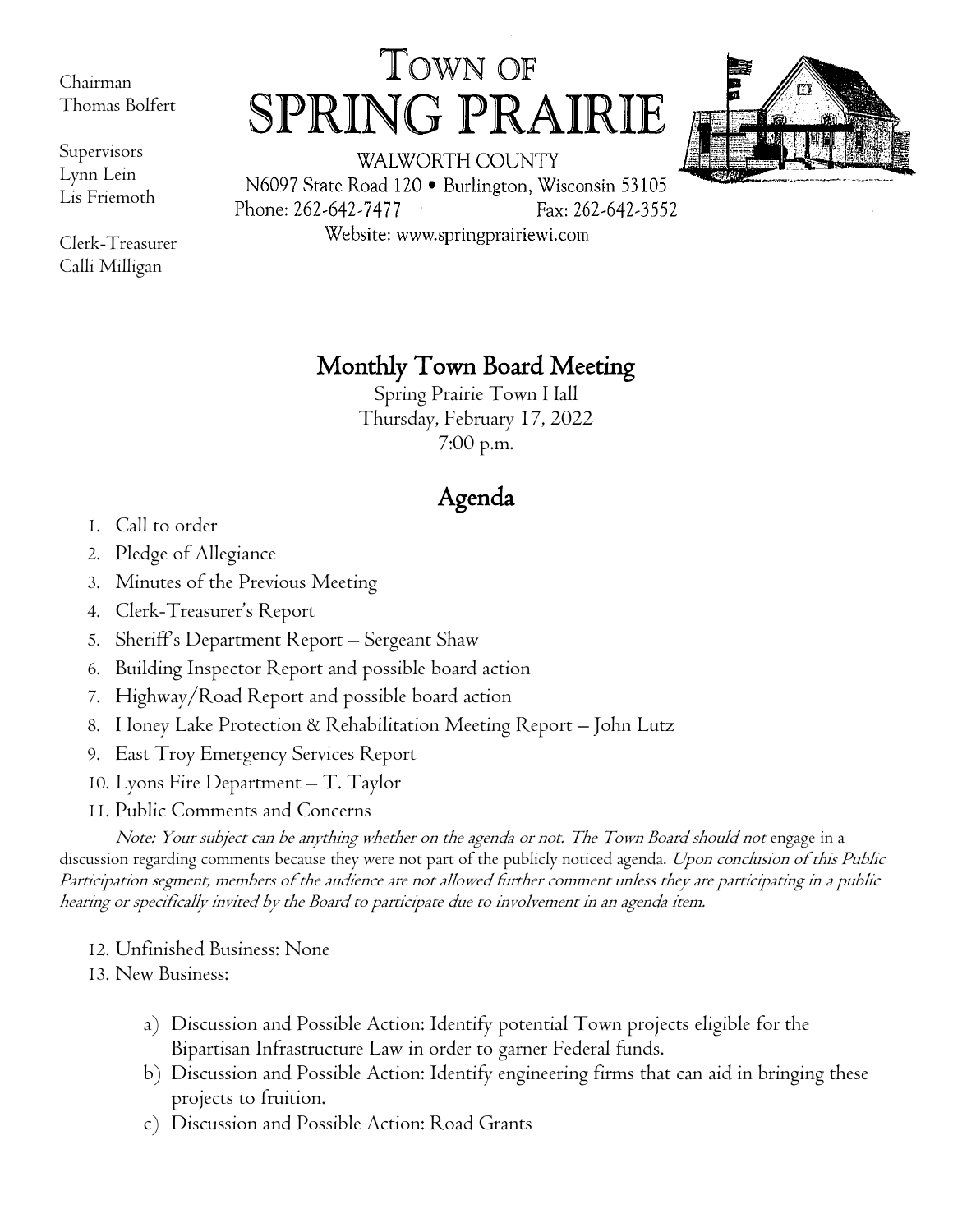Chairman
Thomas Bolfert

Supervisors
Lynn Lein
Lis Friemoth

Clerk-Treasurer
Calli Milligan

# TOWN OF SPRING PRAIRIE

WALWORTH COUNTY
N6097 State Road 120 • Burlington, Wisconsin 53105
Phone: 262-642-7477 Fax: 262-642-3552
Website: www.springprairiewi.com

## Monthly Town Board Meeting

Spring Prairie Town Hall
Thursday, February 17, 2022
7:00 p.m.

## Agenda

1. Call to order
2. Pledge of Allegiance
3. Minutes of the Previous Meeting
4. Clerk-Treasurer's Report
5. Sheriff's Department Report – Sergeant Shaw
6. Building Inspector Report and possible board action
7. Highway/Road Report and possible board action
8. Honey Lake Protection & Rehabilitation Meeting Report – John Lutz
9. East Troy Emergency Services Report
10. Lyons Fire Department – T. Taylor
11. Public Comments and Concerns

*Note: Your subject can be anything whether on the agenda or not. The Town Board should not* engage in a discussion regarding comments because they were not part of the publicly noticed agenda. *Upon conclusion of this Public Participation segment, members of the audience are not allowed further comment unless they are participating in a public hearing or specifically invited by the Board to participate due to involvement in an agenda item.*

12. Unfinished Business: None
13. New Business:

    a) Discussion and Possible Action: Identify potential Town projects eligible for the Bipartisan Infrastructure Law in order to garner Federal funds.
    b) Discussion and Possible Action: Identify engineering firms that can aid in bringing these projects to fruition.
    c) Discussion and Possible Action: Road Grants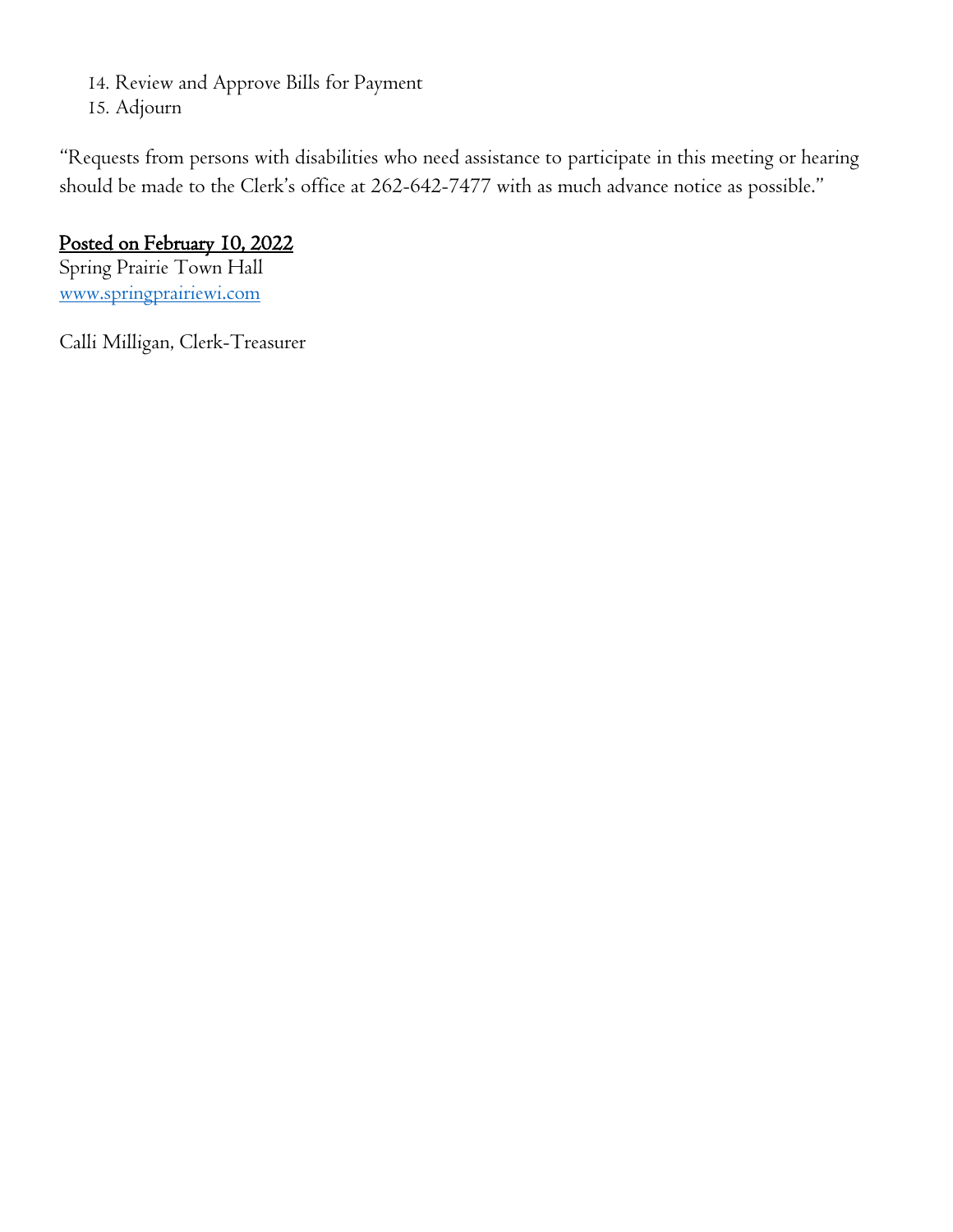14. Review and Approve Bills for Payment
15. Adjourn

"Requests from persons with disabilities who need assistance to participate in this meeting or hearing should be made to the Clerk's office at 262-642-7477 with as much advance notice as possible."

**Posted on February 10, 2022**
Spring Prairie Town Hall
www.springprairiewi.com

Calli Milligan, Clerk-Treasurer